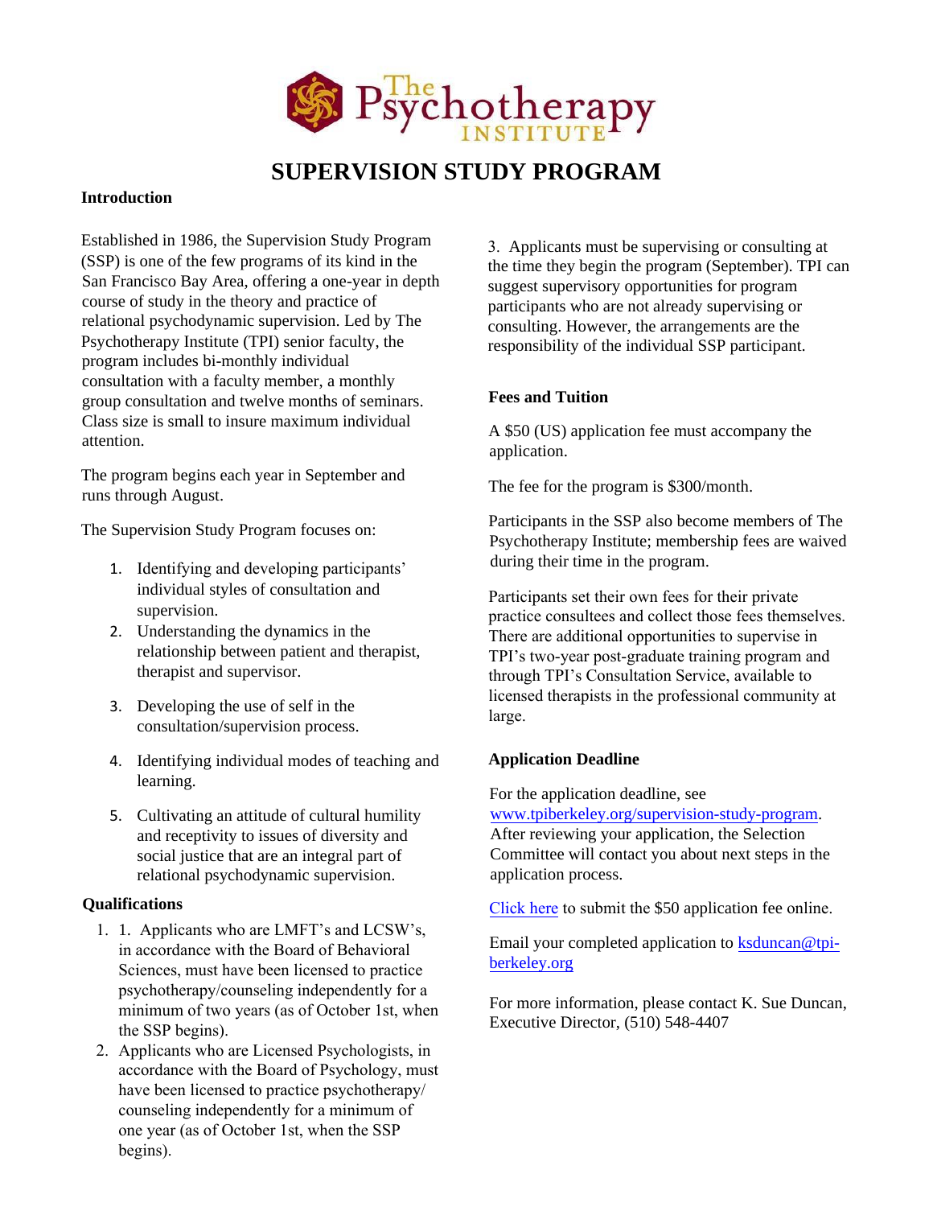The Psychotherapy INSTITUTE

# SUPERVISION STUDY PROGRAM

### Introduction

Established in 1986, the Supervision Study Program (SSP) is one of the few programs of its kind in the San Francisco Bay Area, offering a one-year in depth course of study in the theory and practice of relational psychodynamic supervision. Led by The Psychotherapy Institute (TPI) senior faculty, the program includes bi-monthly individual consultation with a faculty member, a monthly group consultation and twelve months of seminars. Class size is small to insure maximum individual attention.

The program begins each year in September and runs through August.

The Supervision Study Program focuses on:

1. Identifying and developing participants' individual styles of consultation and supervision.
2. Understanding the dynamics in the relationship between patient and therapist, therapist and supervisor.
3. Developing the use of self in the consultation/supervision process.
4. Identifying individual modes of teaching and learning.
5. Cultivating an attitude of cultural humility and receptivity to issues of diversity and social justice that are an integral part of relational psychodynamic supervision.

### Qualifications

1. 1. Applicants who are LMFT's and LCSW's, in accordance with the Board of Behavioral Sciences, must have been licensed to practice psychotherapy/counseling independently for a minimum of two years (as of October 1st, when the SSP begins).
2. Applicants who are Licensed Psychologists, in accordance with the Board of Psychology, must have been licensed to practice psychotherapy/ counseling independently for a minimum of one year (as of October 1st, when the SSP begins).
3. Applicants must be supervising or consulting at the time they begin the program (September). TPI can suggest supervisory opportunities for program participants who are not already supervising or consulting. However, the arrangements are the responsibility of the individual SSP participant.

### Fees and Tuition

A $50 (US) application fee must accompany the application.

The fee for the program is $300/month.

Participants in the SSP also become members of The Psychotherapy Institute; membership fees are waived during their time in the program.

Participants set their own fees for their private practice consultees and collect those fees themselves. There are additional opportunities to supervise in TPI's two-year post-graduate training program and through TPI's Consultation Service, available to licensed therapists in the professional community at large.

### Application Deadline

For the application deadline, see www.tpiberkeley.org/supervision-study-program. After reviewing your application, the Selection Committee will contact you about next steps in the application process.

Click here to submit the $50 application fee online.

Email your completed application to ksduncan@tpi-berkeley.org

For more information, please contact K. Sue Duncan, Executive Director, (510) 548-4407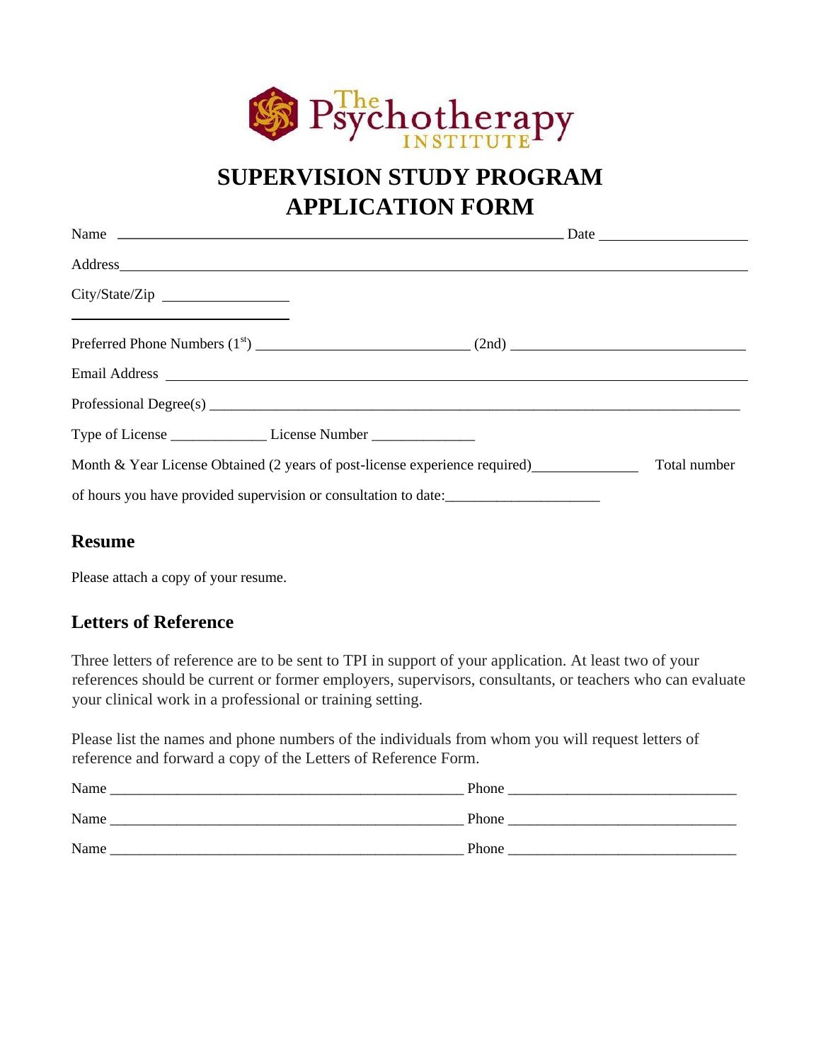The Psychotherapy Institute

# SUPERVISION STUDY PROGRAM APPLICATION FORM

Name ______________________________________________ Date ________________

Address ______________________________________________________________

City/State/Zip ________________

________________________

Preferred Phone Numbers (1st) ________________________ (2nd) ________________________

Email Address ______________________________________________________________

Professional Degree(s) ______________________________________________________________

Type of License _____________ License Number ______________

Month & Year License Obtained (2 years of post-license experience required) ______________ Total number of hours you have provided supervision or consultation to date: ____________________

## Resume

Please attach a copy of your resume.

## Letters of Reference

Three letters of reference are to be sent to TPI in support of your application. At least two of your references should be current or former employers, supervisors, consultants, or teachers who can evaluate your clinical work in a professional or training setting.

Please list the names and phone numbers of the individuals from whom you will request letters of reference and forward a copy of the Letters of Reference Form.

Name ______________________________________________ Phone ______________________________

Name ______________________________________________ Phone ______________________________

Name ______________________________________________ Phone ______________________________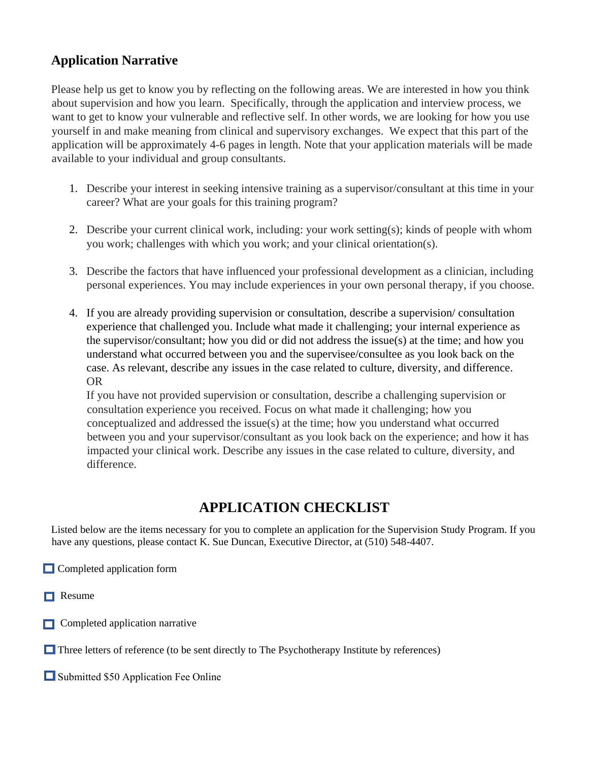## Application Narrative

Please help us get to know you by reflecting on the following areas. We are interested in how you think about supervision and how you learn. Specifically, through the application and interview process, we want to get to know your vulnerable and reflective self. In other words, we are looking for how you use yourself in and make meaning from clinical and supervisory exchanges. We expect that this part of the application will be approximately 4-6 pages in length. Note that your application materials will be made available to your individual and group consultants.

1. Describe your interest in seeking intensive training as a supervisor/consultant at this time in your career? What are your goals for this training program?

2. Describe your current clinical work, including: your work setting(s); kinds of people with whom you work; challenges with which you work; and your clinical orientation(s).

3. Describe the factors that have influenced your professional development as a clinician, including personal experiences. You may include experiences in your own personal therapy, if you choose.

4. If you are already providing supervision or consultation, describe a supervision/ consultation experience that challenged you. Include what made it challenging; your internal experience as the supervisor/consultant; how you did or did not address the issue(s) at the time; and how you understand what occurred between you and the supervisee/consultee as you look back on the case. As relevant, describe any issues in the case related to culture, diversity, and difference.
   OR
   If you have not provided supervision or consultation, describe a challenging supervision or consultation experience you received. Focus on what made it challenging; how you conceptualized and addressed the issue(s) at the time; how you understand what occurred between you and your supervisor/consultant as you look back on the experience; and how it has impacted your clinical work. Describe any issues in the case related to culture, diversity, and difference.

## APPLICATION CHECKLIST

Listed below are the items necessary for you to complete an application for the Supervision Study Program. If you have any questions, please contact K. Sue Duncan, Executive Director, at (510) 548-4407.

- [ ] Completed application form
- [ ] Resume
- [ ] Completed application narrative
- [ ] Three letters of reference (to be sent directly to The Psychotherapy Institute by references)
- [ ] Submitted $50 Application Fee Online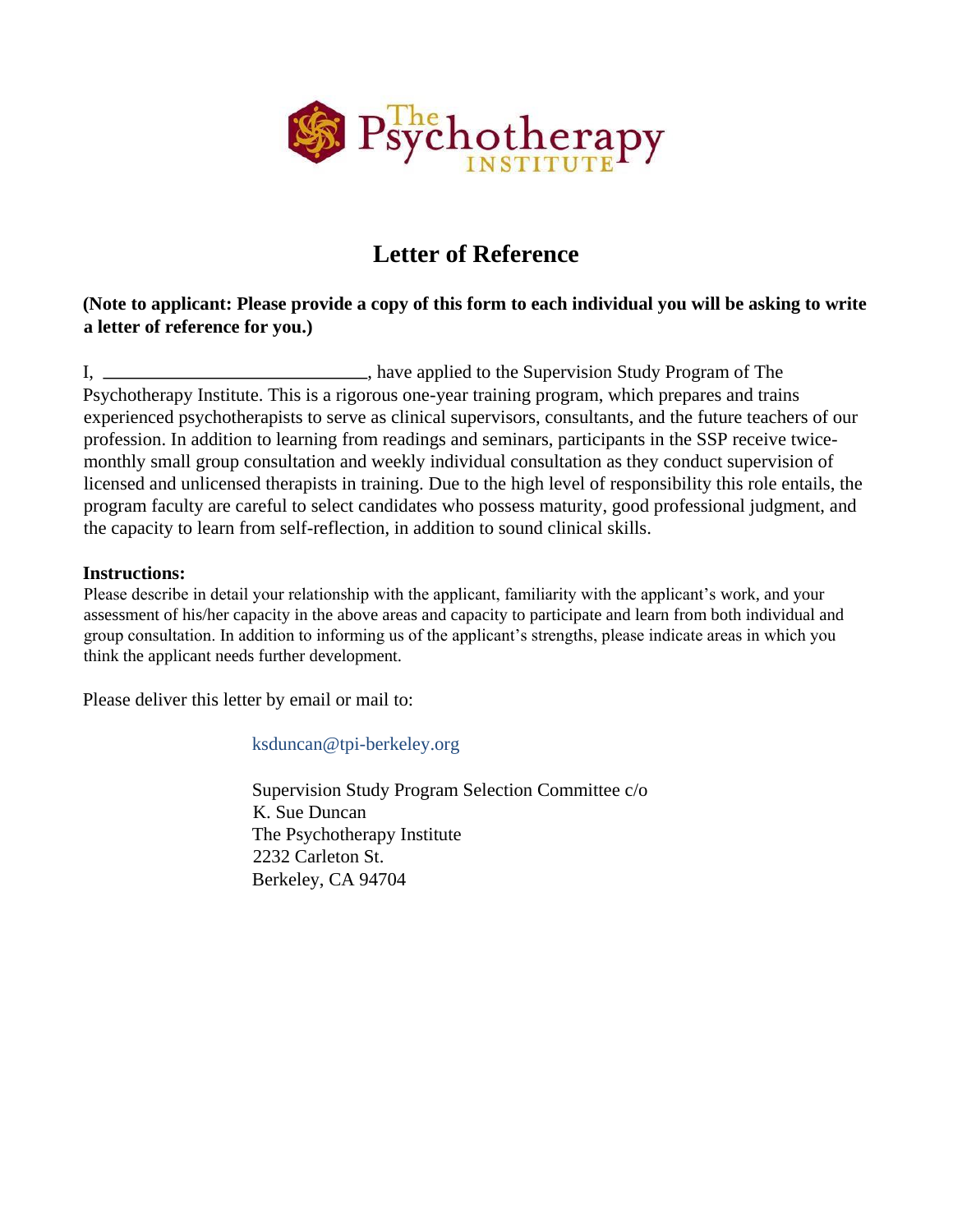The Psychotherapy INSTITUTE

# Letter of Reference

**(Note to applicant: Please provide a copy of this form to each individual you will be asking to write a letter of reference for you.)**

I, ____________________________, have applied to the Supervision Study Program of The Psychotherapy Institute. This is a rigorous one-year training program, which prepares and trains experienced psychotherapists to serve as clinical supervisors, consultants, and the future teachers of our profession. In addition to learning from readings and seminars, participants in the SSP receive twice-monthly small group consultation and weekly individual consultation as they conduct supervision of licensed and unlicensed therapists in training. Due to the high level of responsibility this role entails, the program faculty are careful to select candidates who possess maturity, good professional judgment, and the capacity to learn from self-reflection, in addition to sound clinical skills.

**Instructions:**

Please describe in detail your relationship with the applicant, familiarity with the applicant's work, and your assessment of his/her capacity in the above areas and capacity to participate and learn from both individual and group consultation. In addition to informing us of the applicant's strengths, please indicate areas in which you think the applicant needs further development.

Please deliver this letter by email or mail to:

ksduncan@tpi-berkeley.org

Supervision Study Program Selection Committee c/o
K. Sue Duncan
The Psychotherapy Institute
2232 Carleton St.
Berkeley, CA 94704